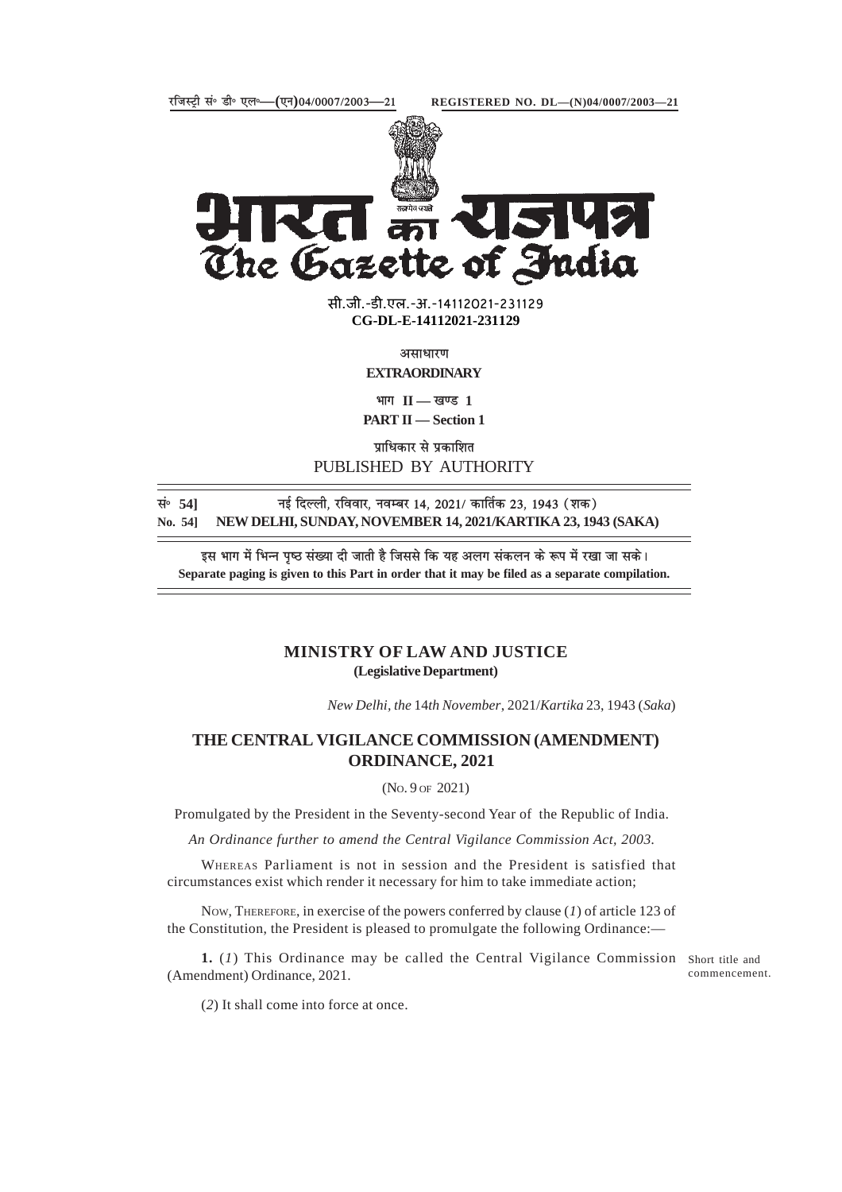रजिस्ट्री सं॰ डी॰ एल॰—(एन)04/0007/2003—21 REGISTERED NO. DL—(N)04/0007/2003—21

# भारत का राजपत्र
# The Gazette of India

सी.जी.-डी.एल.-अ.-14112021-231129
**CG-DL-E-14112021-231129**

असाधारण
**EXTRAORDINARY**

भाग II — खण्ड 1
**PART II — Section 1**

प्राधिकार से प्रकाशित
PUBLISHED BY AUTHORITY

सं॰ **54]** नई दिल्ली, रविवार, नवम्बर 14, 2021/ कार्तिक 23, 1943 (शक)
**No. 54] NEW DELHI, SUNDAY, NOVEMBER 14, 2021/KARTIKA 23, 1943 (SAKA)**

इस भाग में भिन्न पृष्ठ संख्या दी जाती है जिससे कि यह अलग संकलन के रूप में रखा जा सके।
**Separate paging is given to this Part in order that it may be filed as a separate compilation.**

## MINISTRY OF LAW AND JUSTICE
**(Legislative Department)**

*New Delhi, the* 14*th November*, 2021/*Kartika* 23, 1943 (*Saka*)

## THE CENTRAL VIGILANCE COMMISSION (AMENDMENT) ORDINANCE, 2021

(No. 9 of 2021)

Promulgated by the President in the Seventy-second Year of the Republic of India.

*An Ordinance further to amend the Central Vigilance Commission Act, 2003.*

WHEREAS Parliament is not in session and the President is satisfied that circumstances exist which render it necessary for him to take immediate action;

NOW, THEREFORE, in exercise of the powers conferred by clause (*1*) of article 123 of the Constitution, the President is pleased to promulgate the following Ordinance:—

Short title and commencement.

**1.** (*1*) This Ordinance may be called the Central Vigilance Commission (Amendment) Ordinance, 2021.

(*2*) It shall come into force at once.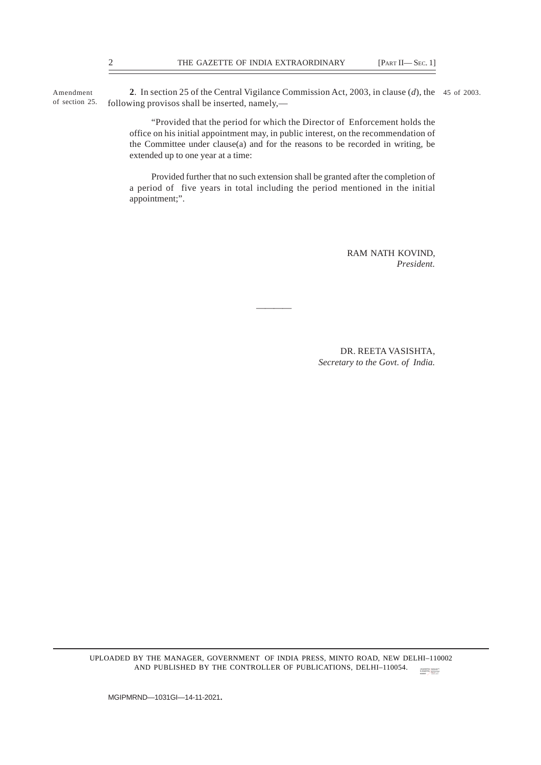Amendment of section 25.

**2**. In section 25 of the Central Vigilance Commission Act, 2003, in clause (*d*), the following provisos shall be inserted, namely,— 45 of 2003.

"Provided that the period for which the Director of Enforcement holds the office on his initial appointment may, in public interest, on the recommendation of the Committee under clause(a) and for the reasons to be recorded in writing, be extended up to one year at a time:

Provided further that no such extension shall be granted after the completion of a period of five years in total including the period mentioned in the initial appointment;".

RAM NATH KOVIND,
*President.*

————

DR. REETA VASISHTA,
*Secretary to the Govt. of India.*

UPLOADED BY THE MANAGER, GOVERNMENT OF INDIA PRESS, MINTO ROAD, NEW DELHI–110002
AND PUBLISHED BY THE CONTROLLER OF PUBLICATIONS, DELHI–110054.

MGIPMRND—1031GI—14-11-2021.